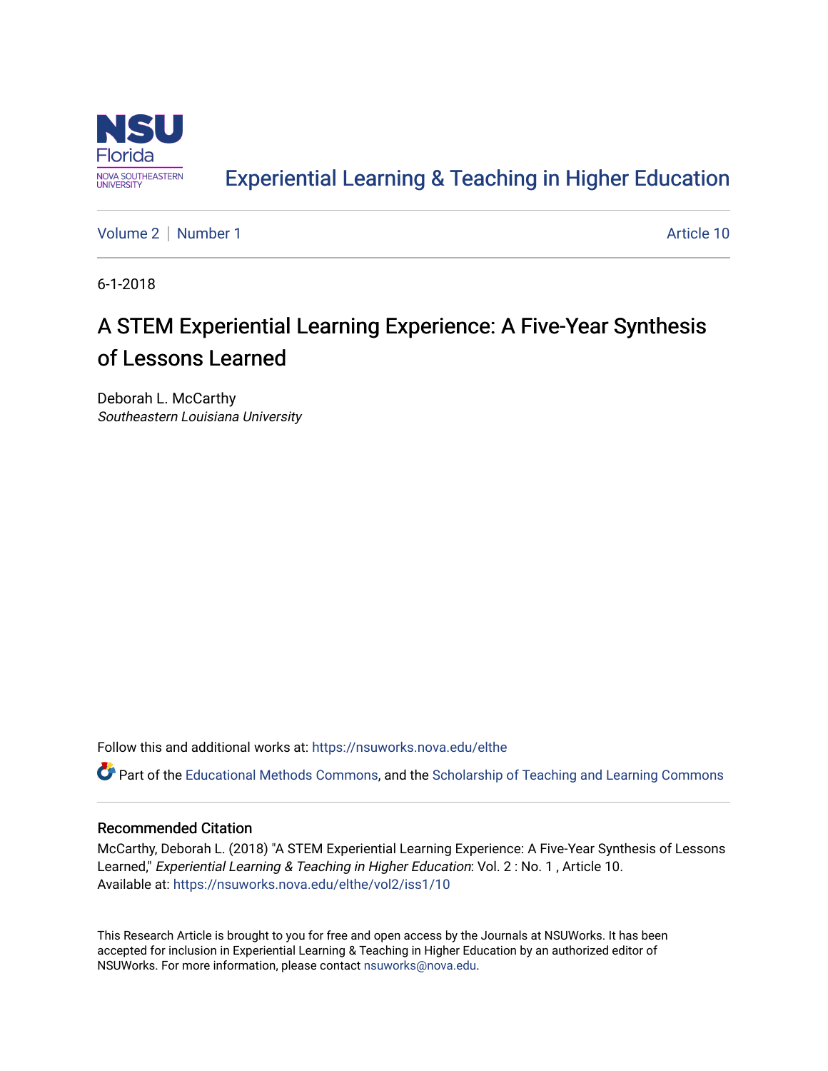# Experiential Learning & Teaching in Higher Education

Volume 2 | Number 1 — Article 10

6-1-2018

## A STEM Experiential Learning Experience: A Five-Year Synthesis of Lessons Learned

Deborah L. McCarthy
*Southeastern Louisiana University*

Follow this and additional works at: https://nsuworks.nova.edu/elthe

Part of the Educational Methods Commons, and the Scholarship of Teaching and Learning Commons

### Recommended Citation

McCarthy, Deborah L. (2018) "A STEM Experiential Learning Experience: A Five-Year Synthesis of Lessons Learned," *Experiential Learning & Teaching in Higher Education*: Vol. 2 : No. 1 , Article 10.
Available at: https://nsuworks.nova.edu/elthe/vol2/iss1/10

This Research Article is brought to you for free and open access by the Journals at NSUWorks. It has been accepted for inclusion in Experiential Learning & Teaching in Higher Education by an authorized editor of NSUWorks. For more information, please contact nsuworks@nova.edu.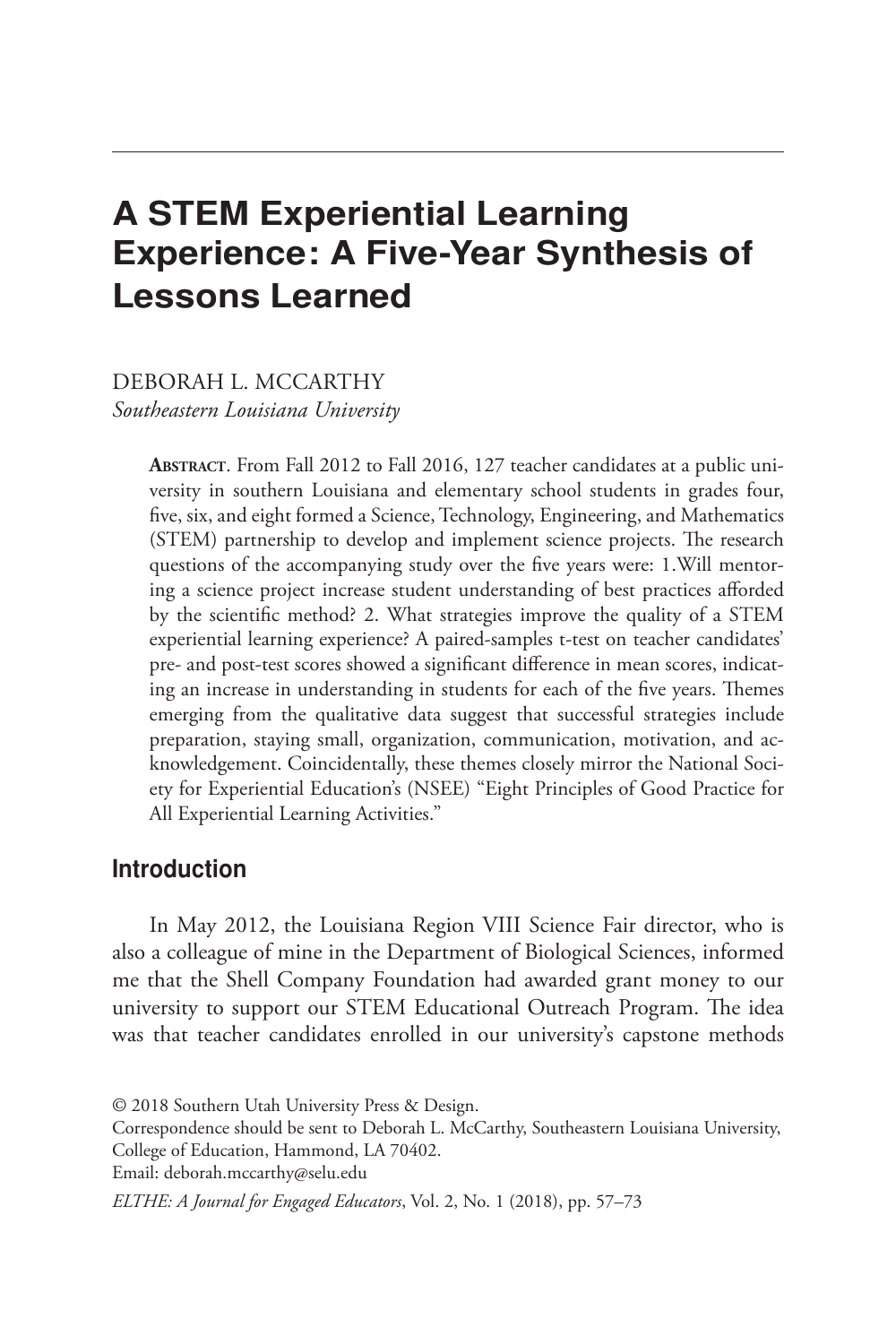# A STEM Experiential Learning Experience: A Five-Year Synthesis of Lessons Learned

DEBORAH L. MCCARTHY
*Southeastern Louisiana University*

**Abstract**. From Fall 2012 to Fall 2016, 127 teacher candidates at a public university in southern Louisiana and elementary school students in grades four, five, six, and eight formed a Science, Technology, Engineering, and Mathematics (STEM) partnership to develop and implement science projects. The research questions of the accompanying study over the five years were: 1.Will mentoring a science project increase student understanding of best practices afforded by the scientific method? 2. What strategies improve the quality of a STEM experiential learning experience? A paired-samples t-test on teacher candidates' pre- and post-test scores showed a significant difference in mean scores, indicating an increase in understanding in students for each of the five years. Themes emerging from the qualitative data suggest that successful strategies include preparation, staying small, organization, communication, motivation, and acknowledgement. Coincidentally, these themes closely mirror the National Society for Experiential Education's (NSEE) "Eight Principles of Good Practice for All Experiential Learning Activities."

## Introduction

In May 2012, the Louisiana Region VIII Science Fair director, who is also a colleague of mine in the Department of Biological Sciences, informed me that the Shell Company Foundation had awarded grant money to our university to support our STEM Educational Outreach Program. The idea was that teacher candidates enrolled in our university's capstone methods

© 2018 Southern Utah University Press & Design.
Correspondence should be sent to Deborah L. McCarthy, Southeastern Louisiana University, College of Education, Hammond, LA 70402.
Email: deborah.mccarthy@selu.edu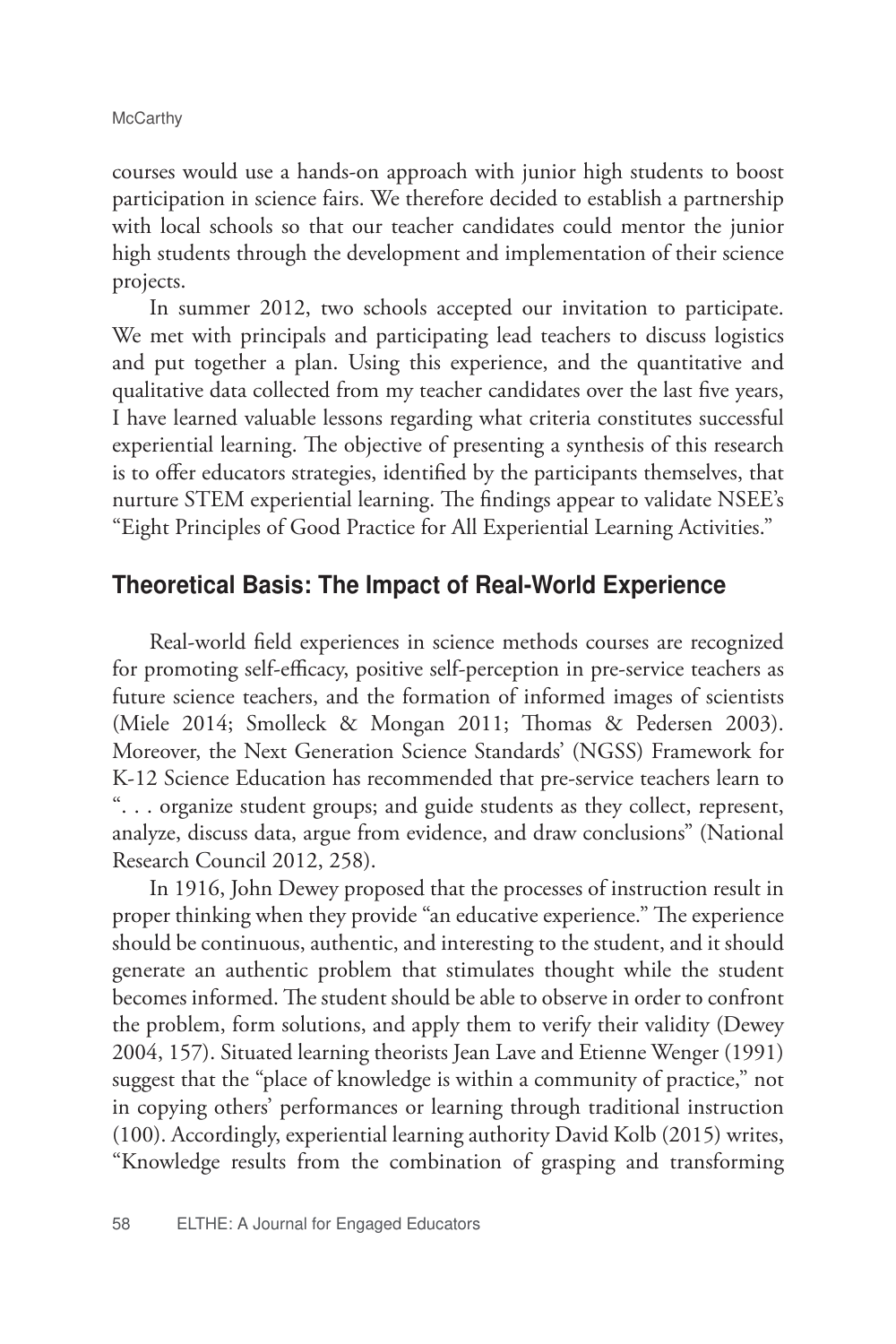courses would use a hands-on approach with junior high students to boost participation in science fairs. We therefore decided to establish a partnership with local schools so that our teacher candidates could mentor the junior high students through the development and implementation of their science projects.

In summer 2012, two schools accepted our invitation to participate. We met with principals and participating lead teachers to discuss logistics and put together a plan. Using this experience, and the quantitative and qualitative data collected from my teacher candidates over the last five years, I have learned valuable lessons regarding what criteria constitutes successful experiential learning. The objective of presenting a synthesis of this research is to offer educators strategies, identified by the participants themselves, that nurture STEM experiential learning. The findings appear to validate NSEE's "Eight Principles of Good Practice for All Experiential Learning Activities."

## Theoretical Basis: The Impact of Real-World Experience

Real-world field experiences in science methods courses are recognized for promoting self-efficacy, positive self-perception in pre-service teachers as future science teachers, and the formation of informed images of scientists (Miele 2014; Smolleck & Mongan 2011; Thomas & Pedersen 2003). Moreover, the Next Generation Science Standards' (NGSS) Framework for K-12 Science Education has recommended that pre-service teachers learn to ". . . organize student groups; and guide students as they collect, represent, analyze, discuss data, argue from evidence, and draw conclusions" (National Research Council 2012, 258).

In 1916, John Dewey proposed that the processes of instruction result in proper thinking when they provide "an educative experience." The experience should be continuous, authentic, and interesting to the student, and it should generate an authentic problem that stimulates thought while the student becomes informed. The student should be able to observe in order to confront the problem, form solutions, and apply them to verify their validity (Dewey 2004, 157). Situated learning theorists Jean Lave and Etienne Wenger (1991) suggest that the "place of knowledge is within a community of practice," not in copying others' performances or learning through traditional instruction (100). Accordingly, experiential learning authority David Kolb (2015) writes, "Knowledge results from the combination of grasping and transforming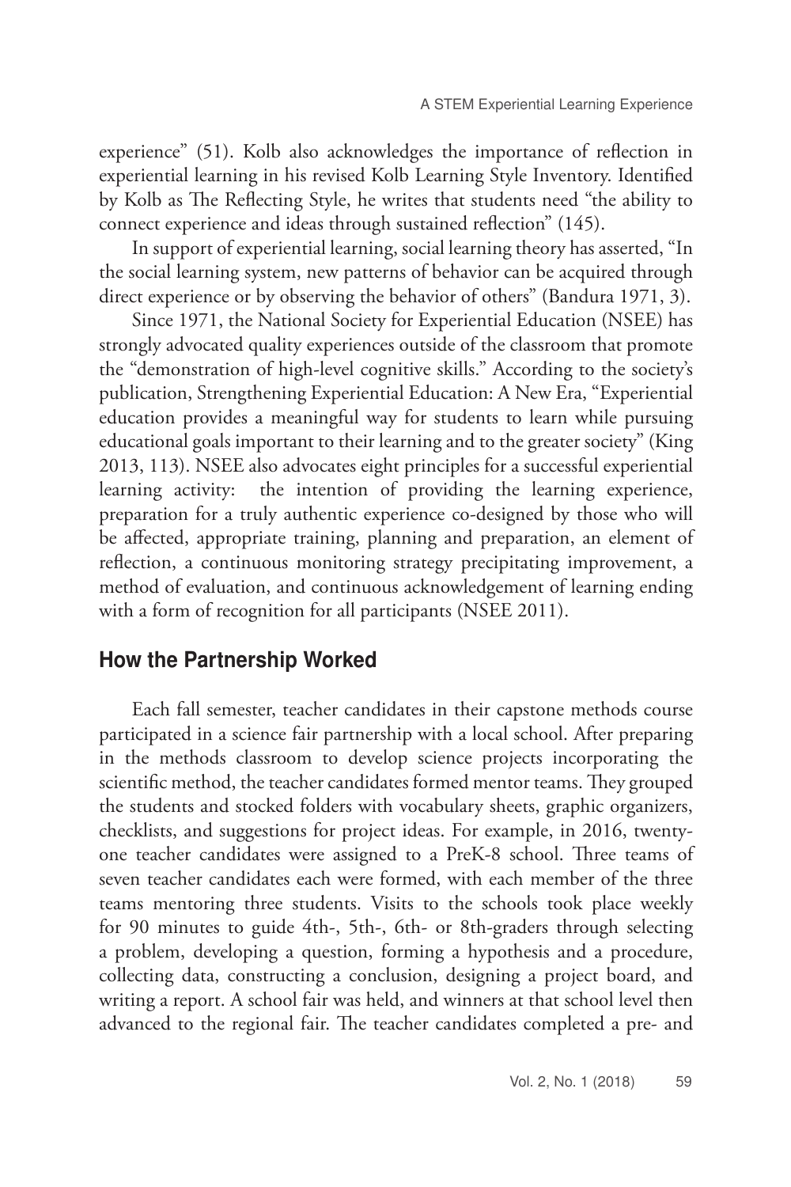experience" (51). Kolb also acknowledges the importance of reflection in experiential learning in his revised Kolb Learning Style Inventory. Identified by Kolb as The Reflecting Style, he writes that students need "the ability to connect experience and ideas through sustained reflection" (145).

In support of experiential learning, social learning theory has asserted, "In the social learning system, new patterns of behavior can be acquired through direct experience or by observing the behavior of others" (Bandura 1971, 3).

Since 1971, the National Society for Experiential Education (NSEE) has strongly advocated quality experiences outside of the classroom that promote the "demonstration of high-level cognitive skills." According to the society's publication, Strengthening Experiential Education: A New Era, "Experiential education provides a meaningful way for students to learn while pursuing educational goals important to their learning and to the greater society" (King 2013, 113). NSEE also advocates eight principles for a successful experiential learning activity: the intention of providing the learning experience, preparation for a truly authentic experience co-designed by those who will be affected, appropriate training, planning and preparation, an element of reflection, a continuous monitoring strategy precipitating improvement, a method of evaluation, and continuous acknowledgement of learning ending with a form of recognition for all participants (NSEE 2011).

## How the Partnership Worked

Each fall semester, teacher candidates in their capstone methods course participated in a science fair partnership with a local school. After preparing in the methods classroom to develop science projects incorporating the scientific method, the teacher candidates formed mentor teams. They grouped the students and stocked folders with vocabulary sheets, graphic organizers, checklists, and suggestions for project ideas. For example, in 2016, twenty-one teacher candidates were assigned to a PreK-8 school. Three teams of seven teacher candidates each were formed, with each member of the three teams mentoring three students. Visits to the schools took place weekly for 90 minutes to guide 4th-, 5th-, 6th- or 8th-graders through selecting a problem, developing a question, forming a hypothesis and a procedure, collecting data, constructing a conclusion, designing a project board, and writing a report. A school fair was held, and winners at that school level then advanced to the regional fair. The teacher candidates completed a pre- and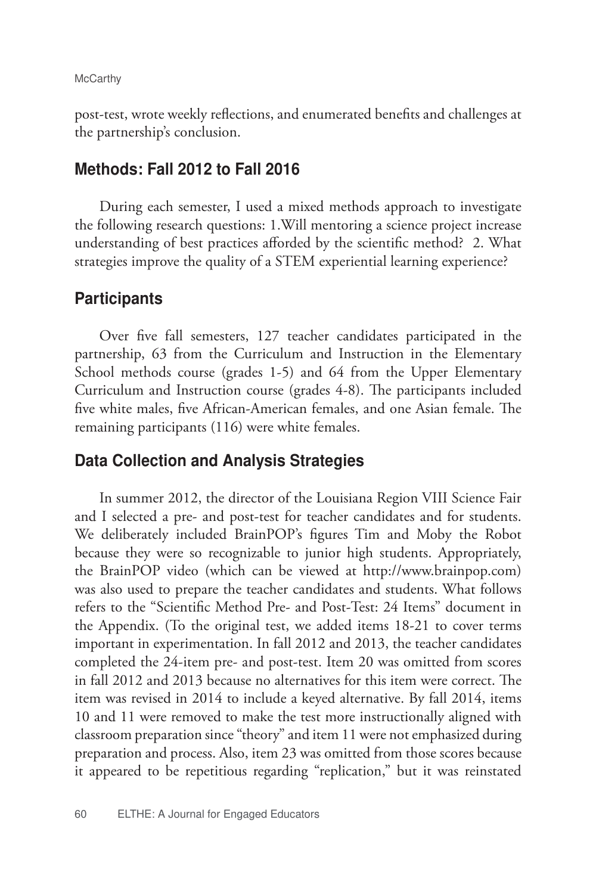post-test, wrote weekly reflections, and enumerated benefits and challenges at the partnership's conclusion.

## Methods: Fall 2012 to Fall 2016

During each semester, I used a mixed methods approach to investigate the following research questions: 1.Will mentoring a science project increase understanding of best practices afforded by the scientific method? 2. What strategies improve the quality of a STEM experiential learning experience?

## Participants

Over five fall semesters, 127 teacher candidates participated in the partnership, 63 from the Curriculum and Instruction in the Elementary School methods course (grades 1-5) and 64 from the Upper Elementary Curriculum and Instruction course (grades 4-8). The participants included five white males, five African-American females, and one Asian female. The remaining participants (116) were white females.

## Data Collection and Analysis Strategies

In summer 2012, the director of the Louisiana Region VIII Science Fair and I selected a pre- and post-test for teacher candidates and for students. We deliberately included BrainPOP's figures Tim and Moby the Robot because they were so recognizable to junior high students. Appropriately, the BrainPOP video (which can be viewed at http://www.brainpop.com) was also used to prepare the teacher candidates and students. What follows refers to the "Scientific Method Pre- and Post-Test: 24 Items" document in the Appendix. (To the original test, we added items 18-21 to cover terms important in experimentation. In fall 2012 and 2013, the teacher candidates completed the 24-item pre- and post-test. Item 20 was omitted from scores in fall 2012 and 2013 because no alternatives for this item were correct. The item was revised in 2014 to include a keyed alternative. By fall 2014, items 10 and 11 were removed to make the test more instructionally aligned with classroom preparation since "theory" and item 11 were not emphasized during preparation and process. Also, item 23 was omitted from those scores because it appeared to be repetitious regarding "replication," but it was reinstated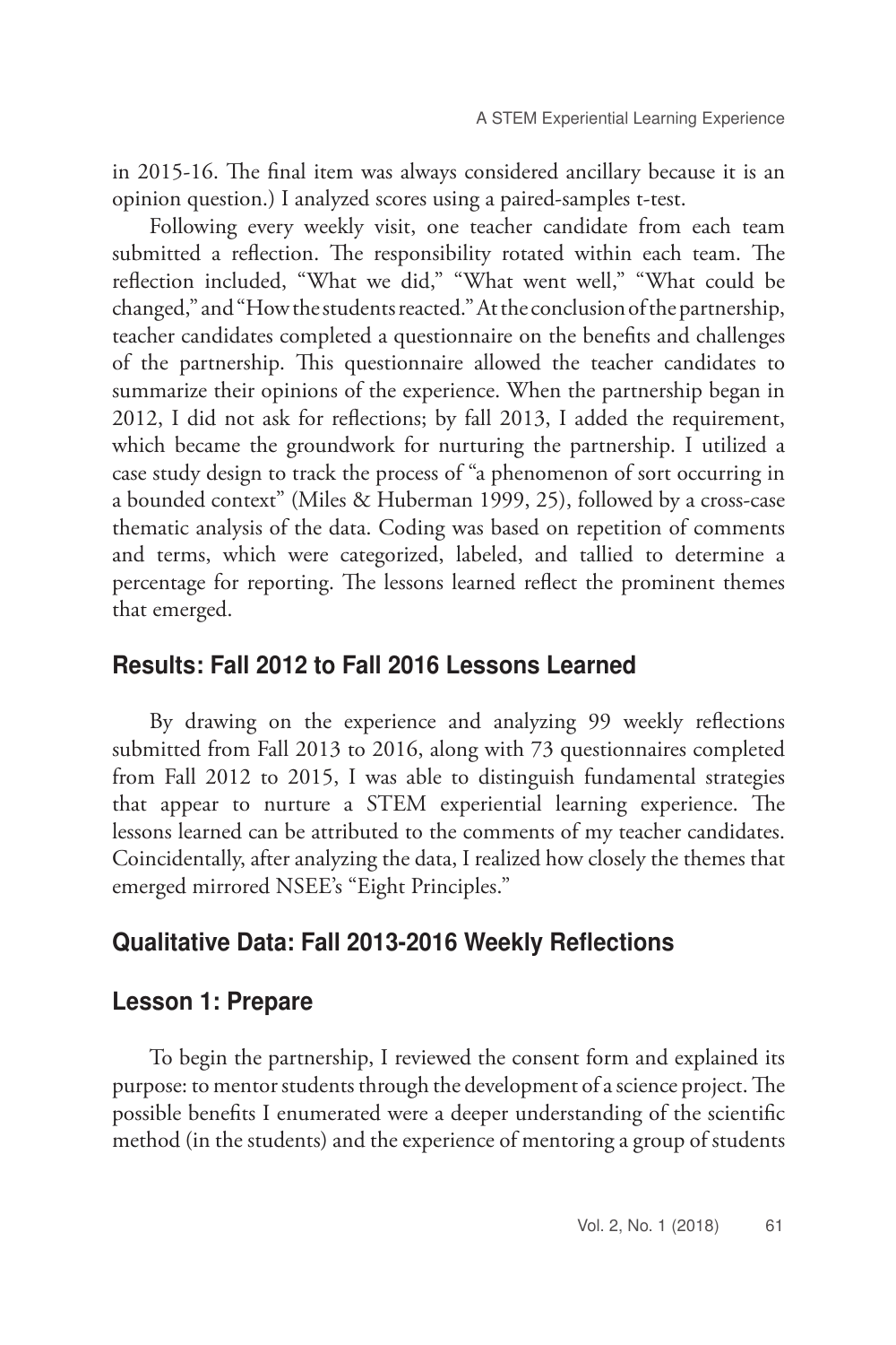in 2015-16. The final item was always considered ancillary because it is an opinion question.) I analyzed scores using a paired-samples t-test.

Following every weekly visit, one teacher candidate from each team submitted a reflection. The responsibility rotated within each team. The reflection included, "What we did," "What went well," "What could be changed," and "How the students reacted." At the conclusion of the partnership, teacher candidates completed a questionnaire on the benefits and challenges of the partnership. This questionnaire allowed the teacher candidates to summarize their opinions of the experience. When the partnership began in 2012, I did not ask for reflections; by fall 2013, I added the requirement, which became the groundwork for nurturing the partnership. I utilized a case study design to track the process of "a phenomenon of sort occurring in a bounded context" (Miles & Huberman 1999, 25), followed by a cross-case thematic analysis of the data. Coding was based on repetition of comments and terms, which were categorized, labeled, and tallied to determine a percentage for reporting. The lessons learned reflect the prominent themes that emerged.

## Results: Fall 2012 to Fall 2016 Lessons Learned

By drawing on the experience and analyzing 99 weekly reflections submitted from Fall 2013 to 2016, along with 73 questionnaires completed from Fall 2012 to 2015, I was able to distinguish fundamental strategies that appear to nurture a STEM experiential learning experience. The lessons learned can be attributed to the comments of my teacher candidates. Coincidentally, after analyzing the data, I realized how closely the themes that emerged mirrored NSEE's "Eight Principles."

## Qualitative Data: Fall 2013-2016 Weekly Reflections

## Lesson 1: Prepare

To begin the partnership, I reviewed the consent form and explained its purpose: to mentor students through the development of a science project. The possible benefits I enumerated were a deeper understanding of the scientific method (in the students) and the experience of mentoring a group of students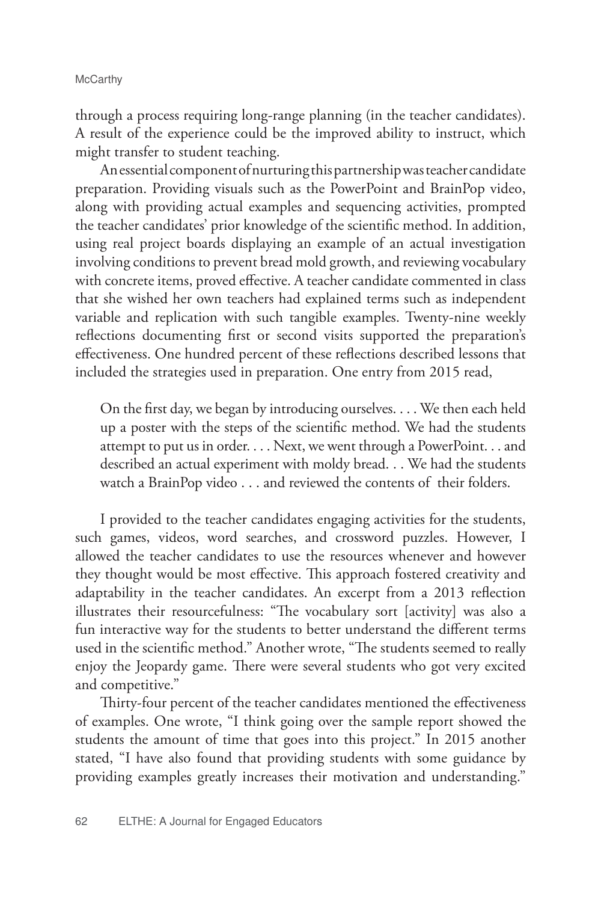through a process requiring long-range planning (in the teacher candidates). A result of the experience could be the improved ability to instruct, which might transfer to student teaching.

An essential component of nurturing this partnership was teacher candidate preparation. Providing visuals such as the PowerPoint and BrainPop video, along with providing actual examples and sequencing activities, prompted the teacher candidates' prior knowledge of the scientific method. In addition, using real project boards displaying an example of an actual investigation involving conditions to prevent bread mold growth, and reviewing vocabulary with concrete items, proved effective. A teacher candidate commented in class that she wished her own teachers had explained terms such as independent variable and replication with such tangible examples. Twenty-nine weekly reflections documenting first or second visits supported the preparation's effectiveness. One hundred percent of these reflections described lessons that included the strategies used in preparation. One entry from 2015 read,

> On the first day, we began by introducing ourselves. . . . We then each held up a poster with the steps of the scientific method. We had the students attempt to put us in order. . . . Next, we went through a PowerPoint. . . and described an actual experiment with moldy bread. . . We had the students watch a BrainPop video . . . and reviewed the contents of their folders.

I provided to the teacher candidates engaging activities for the students, such games, videos, word searches, and crossword puzzles. However, I allowed the teacher candidates to use the resources whenever and however they thought would be most effective. This approach fostered creativity and adaptability in the teacher candidates. An excerpt from a 2013 reflection illustrates their resourcefulness: "The vocabulary sort [activity] was also a fun interactive way for the students to better understand the different terms used in the scientific method." Another wrote, "The students seemed to really enjoy the Jeopardy game. There were several students who got very excited and competitive."

Thirty-four percent of the teacher candidates mentioned the effectiveness of examples. One wrote, "I think going over the sample report showed the students the amount of time that goes into this project." In 2015 another stated, "I have also found that providing students with some guidance by providing examples greatly increases their motivation and understanding."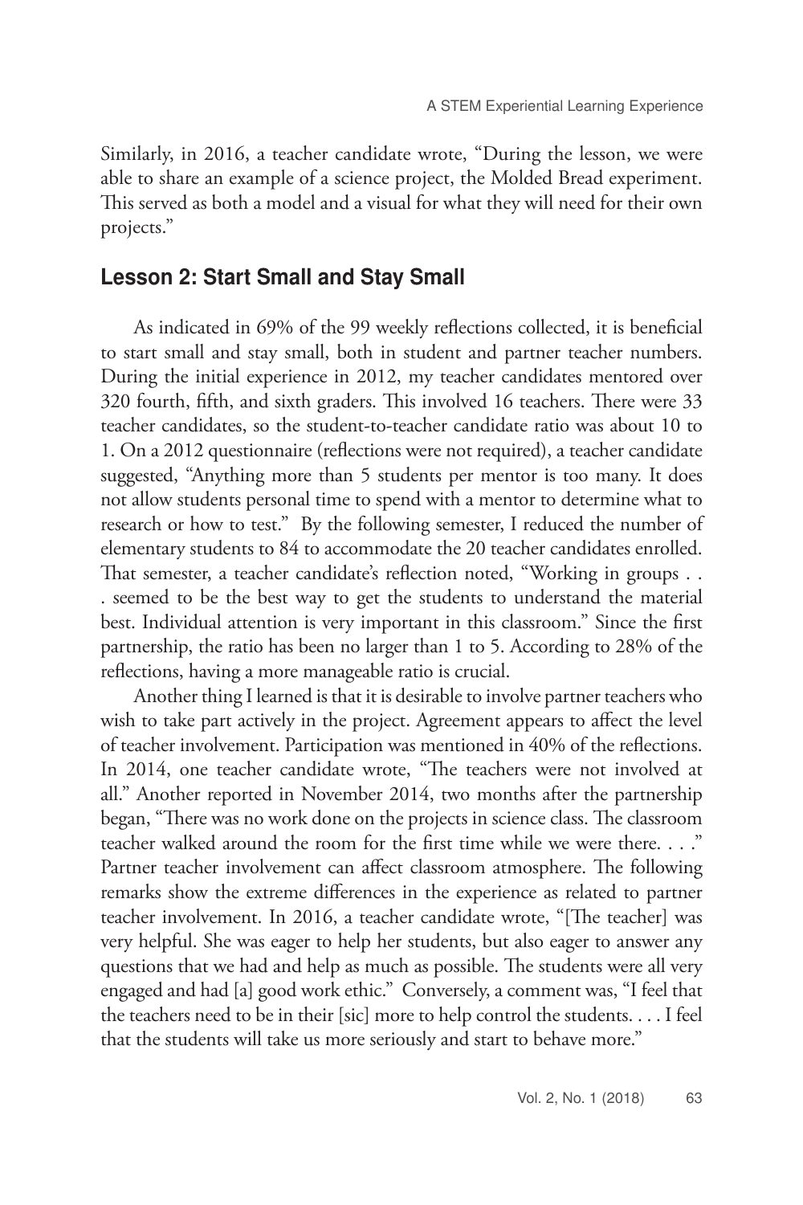Similarly, in 2016, a teacher candidate wrote, "During the lesson, we were able to share an example of a science project, the Molded Bread experiment. This served as both a model and a visual for what they will need for their own projects."

## Lesson 2: Start Small and Stay Small

As indicated in 69% of the 99 weekly reflections collected, it is beneficial to start small and stay small, both in student and partner teacher numbers. During the initial experience in 2012, my teacher candidates mentored over 320 fourth, fifth, and sixth graders. This involved 16 teachers. There were 33 teacher candidates, so the student-to-teacher candidate ratio was about 10 to 1. On a 2012 questionnaire (reflections were not required), a teacher candidate suggested, "Anything more than 5 students per mentor is too many. It does not allow students personal time to spend with a mentor to determine what to research or how to test." By the following semester, I reduced the number of elementary students to 84 to accommodate the 20 teacher candidates enrolled. That semester, a teacher candidate's reflection noted, "Working in groups . . . seemed to be the best way to get the students to understand the material best. Individual attention is very important in this classroom." Since the first partnership, the ratio has been no larger than 1 to 5. According to 28% of the reflections, having a more manageable ratio is crucial.

Another thing I learned is that it is desirable to involve partner teachers who wish to take part actively in the project. Agreement appears to affect the level of teacher involvement. Participation was mentioned in 40% of the reflections. In 2014, one teacher candidate wrote, "The teachers were not involved at all." Another reported in November 2014, two months after the partnership began, "There was no work done on the projects in science class. The classroom teacher walked around the room for the first time while we were there. . . ." Partner teacher involvement can affect classroom atmosphere. The following remarks show the extreme differences in the experience as related to partner teacher involvement. In 2016, a teacher candidate wrote, "[The teacher] was very helpful. She was eager to help her students, but also eager to answer any questions that we had and help as much as possible. The students were all very engaged and had [a] good work ethic." Conversely, a comment was, "I feel that the teachers need to be in their [sic] more to help control the students. . . . I feel that the students will take us more seriously and start to behave more."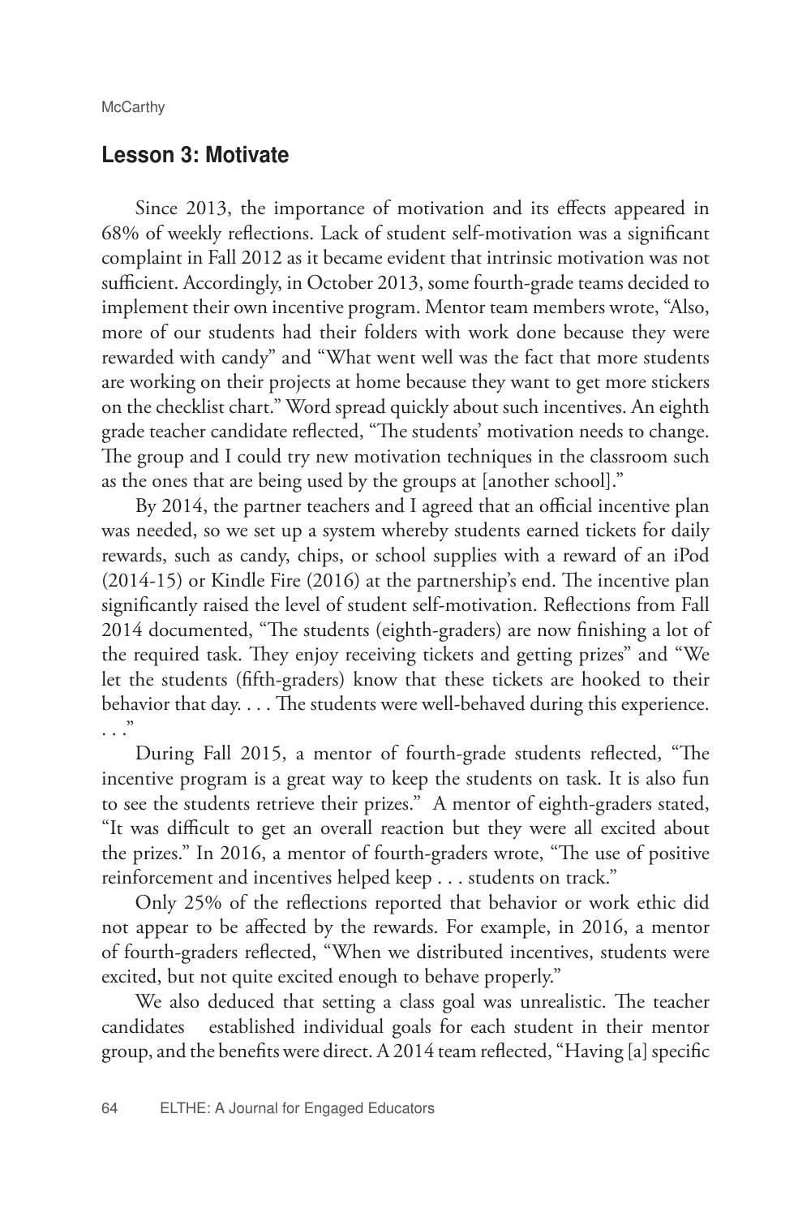## Lesson 3: Motivate

Since 2013, the importance of motivation and its effects appeared in 68% of weekly reflections. Lack of student self-motivation was a significant complaint in Fall 2012 as it became evident that intrinsic motivation was not sufficient. Accordingly, in October 2013, some fourth-grade teams decided to implement their own incentive program. Mentor team members wrote, "Also, more of our students had their folders with work done because they were rewarded with candy" and "What went well was the fact that more students are working on their projects at home because they want to get more stickers on the checklist chart." Word spread quickly about such incentives. An eighth grade teacher candidate reflected, "The students' motivation needs to change. The group and I could try new motivation techniques in the classroom such as the ones that are being used by the groups at [another school]."

By 2014, the partner teachers and I agreed that an official incentive plan was needed, so we set up a system whereby students earned tickets for daily rewards, such as candy, chips, or school supplies with a reward of an iPod (2014-15) or Kindle Fire (2016) at the partnership's end. The incentive plan significantly raised the level of student self-motivation. Reflections from Fall 2014 documented, "The students (eighth-graders) are now finishing a lot of the required task. They enjoy receiving tickets and getting prizes" and "We let the students (fifth-graders) know that these tickets are hooked to their behavior that day. . . . The students were well-behaved during this experience. . . ."

During Fall 2015, a mentor of fourth-grade students reflected, "The incentive program is a great way to keep the students on task. It is also fun to see the students retrieve their prizes." A mentor of eighth-graders stated, "It was difficult to get an overall reaction but they were all excited about the prizes." In 2016, a mentor of fourth-graders wrote, "The use of positive reinforcement and incentives helped keep . . . students on track."

Only 25% of the reflections reported that behavior or work ethic did not appear to be affected by the rewards. For example, in 2016, a mentor of fourth-graders reflected, "When we distributed incentives, students were excited, but not quite excited enough to behave properly."

We also deduced that setting a class goal was unrealistic. The teacher candidates established individual goals for each student in their mentor group, and the benefits were direct. A 2014 team reflected, "Having [a] specific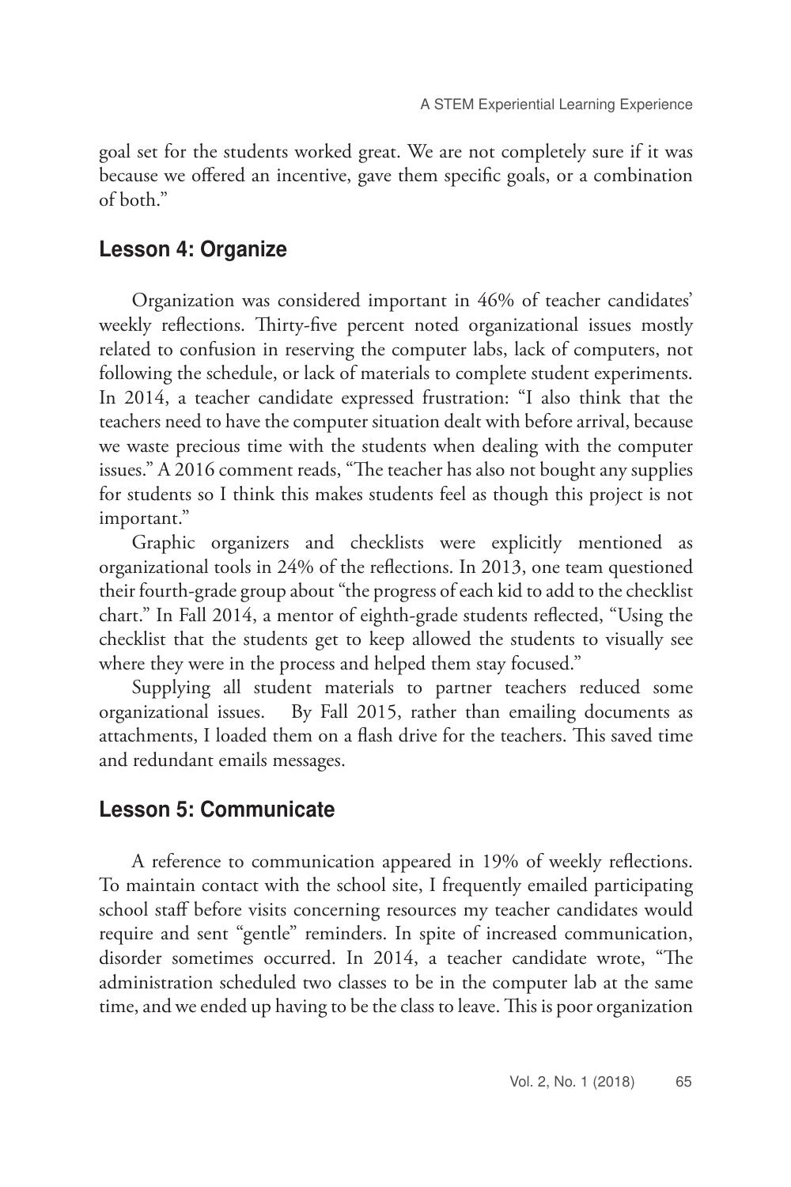goal set for the students worked great. We are not completely sure if it was because we offered an incentive, gave them specific goals, or a combination of both."

## Lesson 4: Organize

Organization was considered important in 46% of teacher candidates' weekly reflections. Thirty-five percent noted organizational issues mostly related to confusion in reserving the computer labs, lack of computers, not following the schedule, or lack of materials to complete student experiments. In 2014, a teacher candidate expressed frustration: "I also think that the teachers need to have the computer situation dealt with before arrival, because we waste precious time with the students when dealing with the computer issues." A 2016 comment reads, "The teacher has also not bought any supplies for students so I think this makes students feel as though this project is not important."

Graphic organizers and checklists were explicitly mentioned as organizational tools in 24% of the reflections. In 2013, one team questioned their fourth-grade group about "the progress of each kid to add to the checklist chart." In Fall 2014, a mentor of eighth-grade students reflected, "Using the checklist that the students get to keep allowed the students to visually see where they were in the process and helped them stay focused."

Supplying all student materials to partner teachers reduced some organizational issues. By Fall 2015, rather than emailing documents as attachments, I loaded them on a flash drive for the teachers. This saved time and redundant emails messages.

## Lesson 5: Communicate

A reference to communication appeared in 19% of weekly reflections. To maintain contact with the school site, I frequently emailed participating school staff before visits concerning resources my teacher candidates would require and sent "gentle" reminders. In spite of increased communication, disorder sometimes occurred. In 2014, a teacher candidate wrote, "The administration scheduled two classes to be in the computer lab at the same time, and we ended up having to be the class to leave. This is poor organization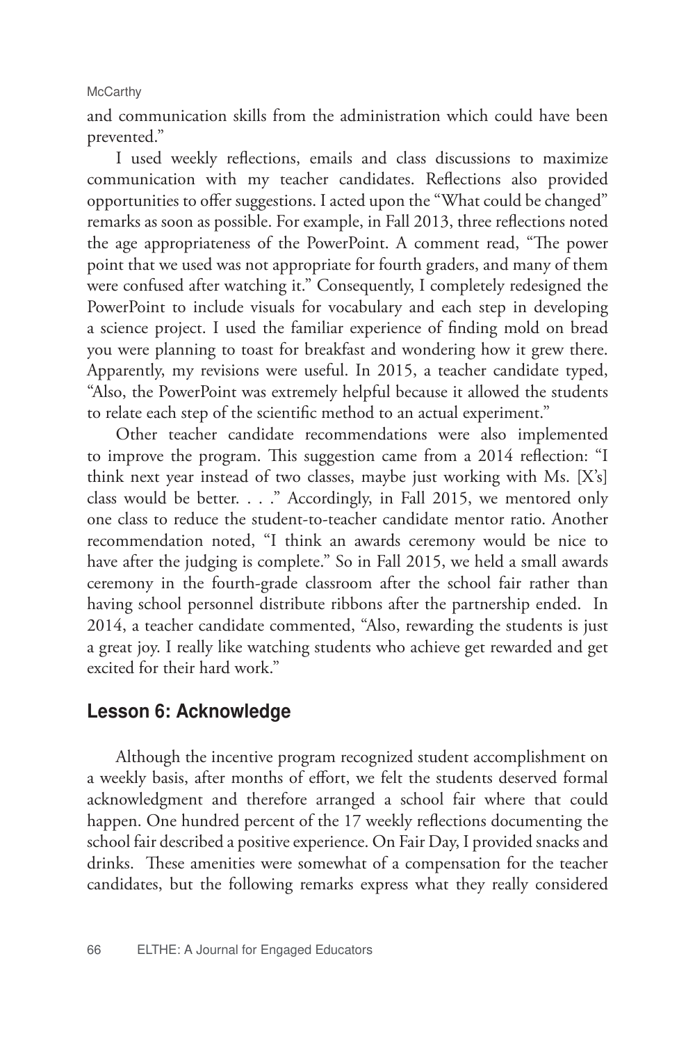and communication skills from the administration which could have been prevented."

I used weekly reflections, emails and class discussions to maximize communication with my teacher candidates. Reflections also provided opportunities to offer suggestions. I acted upon the "What could be changed" remarks as soon as possible. For example, in Fall 2013, three reflections noted the age appropriateness of the PowerPoint. A comment read, "The power point that we used was not appropriate for fourth graders, and many of them were confused after watching it." Consequently, I completely redesigned the PowerPoint to include visuals for vocabulary and each step in developing a science project. I used the familiar experience of finding mold on bread you were planning to toast for breakfast and wondering how it grew there. Apparently, my revisions were useful. In 2015, a teacher candidate typed, "Also, the PowerPoint was extremely helpful because it allowed the students to relate each step of the scientific method to an actual experiment."

Other teacher candidate recommendations were also implemented to improve the program. This suggestion came from a 2014 reflection: "I think next year instead of two classes, maybe just working with Ms. [X's] class would be better. . . ." Accordingly, in Fall 2015, we mentored only one class to reduce the student-to-teacher candidate mentor ratio. Another recommendation noted, "I think an awards ceremony would be nice to have after the judging is complete." So in Fall 2015, we held a small awards ceremony in the fourth-grade classroom after the school fair rather than having school personnel distribute ribbons after the partnership ended. In 2014, a teacher candidate commented, "Also, rewarding the students is just a great joy. I really like watching students who achieve get rewarded and get excited for their hard work."

## Lesson 6: Acknowledge

Although the incentive program recognized student accomplishment on a weekly basis, after months of effort, we felt the students deserved formal acknowledgment and therefore arranged a school fair where that could happen. One hundred percent of the 17 weekly reflections documenting the school fair described a positive experience. On Fair Day, I provided snacks and drinks. These amenities were somewhat of a compensation for the teacher candidates, but the following remarks express what they really considered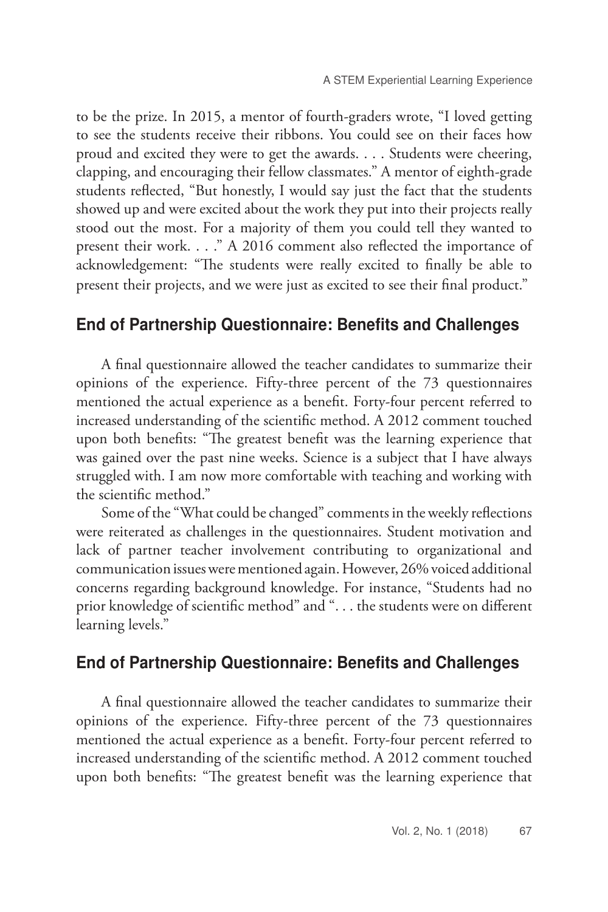to be the prize. In 2015, a mentor of fourth-graders wrote, "I loved getting to see the students receive their ribbons. You could see on their faces how proud and excited they were to get the awards. . . . Students were cheering, clapping, and encouraging their fellow classmates." A mentor of eighth-grade students reflected, "But honestly, I would say just the fact that the students showed up and were excited about the work they put into their projects really stood out the most. For a majority of them you could tell they wanted to present their work. . . ." A 2016 comment also reflected the importance of acknowledgement: "The students were really excited to finally be able to present their projects, and we were just as excited to see their final product."

## End of Partnership Questionnaire: Benefits and Challenges

A final questionnaire allowed the teacher candidates to summarize their opinions of the experience. Fifty-three percent of the 73 questionnaires mentioned the actual experience as a benefit. Forty-four percent referred to increased understanding of the scientific method. A 2012 comment touched upon both benefits: "The greatest benefit was the learning experience that was gained over the past nine weeks. Science is a subject that I have always struggled with. I am now more comfortable with teaching and working with the scientific method."

Some of the "What could be changed" comments in the weekly reflections were reiterated as challenges in the questionnaires. Student motivation and lack of partner teacher involvement contributing to organizational and communication issues were mentioned again. However, 26% voiced additional concerns regarding background knowledge. For instance, "Students had no prior knowledge of scientific method" and ". . . the students were on different learning levels."

## End of Partnership Questionnaire: Benefits and Challenges

A final questionnaire allowed the teacher candidates to summarize their opinions of the experience. Fifty-three percent of the 73 questionnaires mentioned the actual experience as a benefit. Forty-four percent referred to increased understanding of the scientific method. A 2012 comment touched upon both benefits: "The greatest benefit was the learning experience that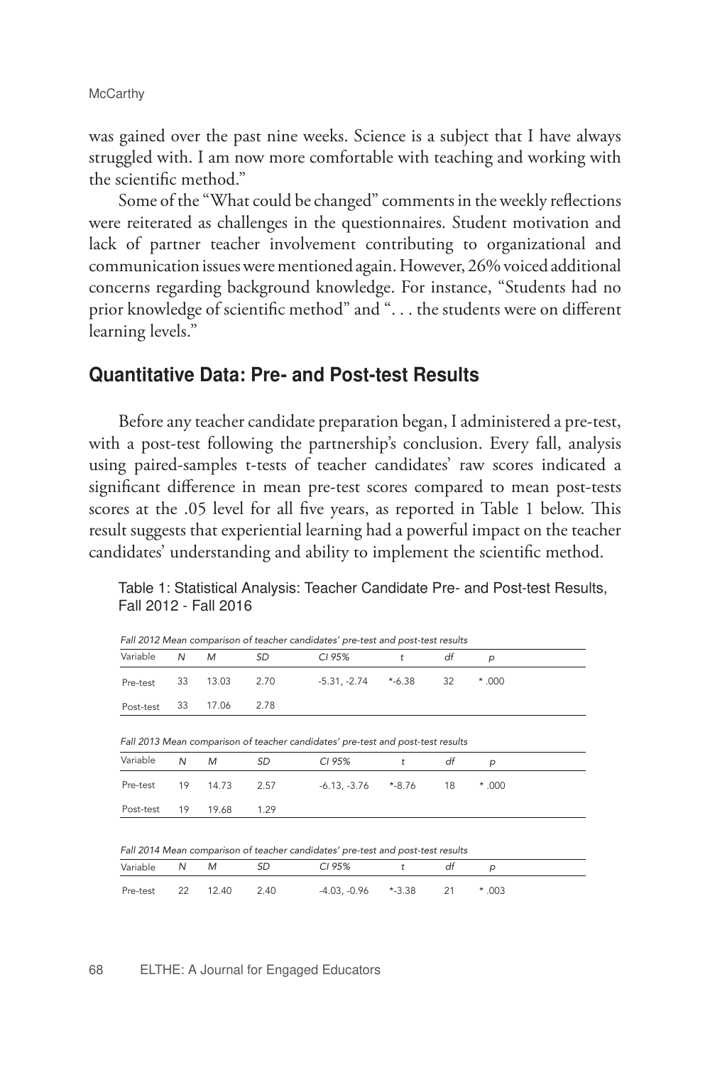was gained over the past nine weeks. Science is a subject that I have always struggled with. I am now more comfortable with teaching and working with the scientific method."

Some of the "What could be changed" comments in the weekly reflections were reiterated as challenges in the questionnaires. Student motivation and lack of partner teacher involvement contributing to organizational and communication issues were mentioned again. However, 26% voiced additional concerns regarding background knowledge. For instance, "Students had no prior knowledge of scientific method" and ". . . the students were on different learning levels."

## Quantitative Data: Pre- and Post-test Results

Before any teacher candidate preparation began, I administered a pre-test, with a post-test following the partnership's conclusion. Every fall, analysis using paired-samples t-tests of teacher candidates' raw scores indicated a significant difference in mean pre-test scores compared to mean post-tests scores at the .05 level for all five years, as reported in Table 1 below. This result suggests that experiential learning had a powerful impact on the teacher candidates' understanding and ability to implement the scientific method.

Table 1: Statistical Analysis: Teacher Candidate Pre- and Post-test Results, Fall 2012 - Fall 2016

*Fall 2012 Mean comparison of teacher candidates' pre-test and post-test results*

| Variable | *N* | *M* | *SD* | *CI 95%* | *t* | *df* | *p* |
|---|---|---|---|---|---|---|---|
| Pre-test | 33 | 13.03 | 2.70 | -5.31, -2.74 | *-6.38 | 32 | * .000 |
| Post-test | 33 | 17.06 | 2.78 | | | | |

*Fall 2013 Mean comparison of teacher candidates' pre-test and post-test results*

| Variable | *N* | *M* | *SD* | *CI 95%* | *t* | *df* | *p* |
|---|---|---|---|---|---|---|---|
| Pre-test | 19 | 14.73 | 2.57 | -6.13, -3.76 | *-8.76 | 18 | * .000 |
| Post-test | 19 | 19.68 | 1.29 | | | | |

*Fall 2014 Mean comparison of teacher candidates' pre-test and post-test results*

| Variable | *N* | *M* | *SD* | *CI 95%* | *t* | *df* | *p* |
|---|---|---|---|---|---|---|---|
| Pre-test | 22 | 12.40 | 2.40 | -4.03, -0.96 | *-3.38 | 21 | * .003 |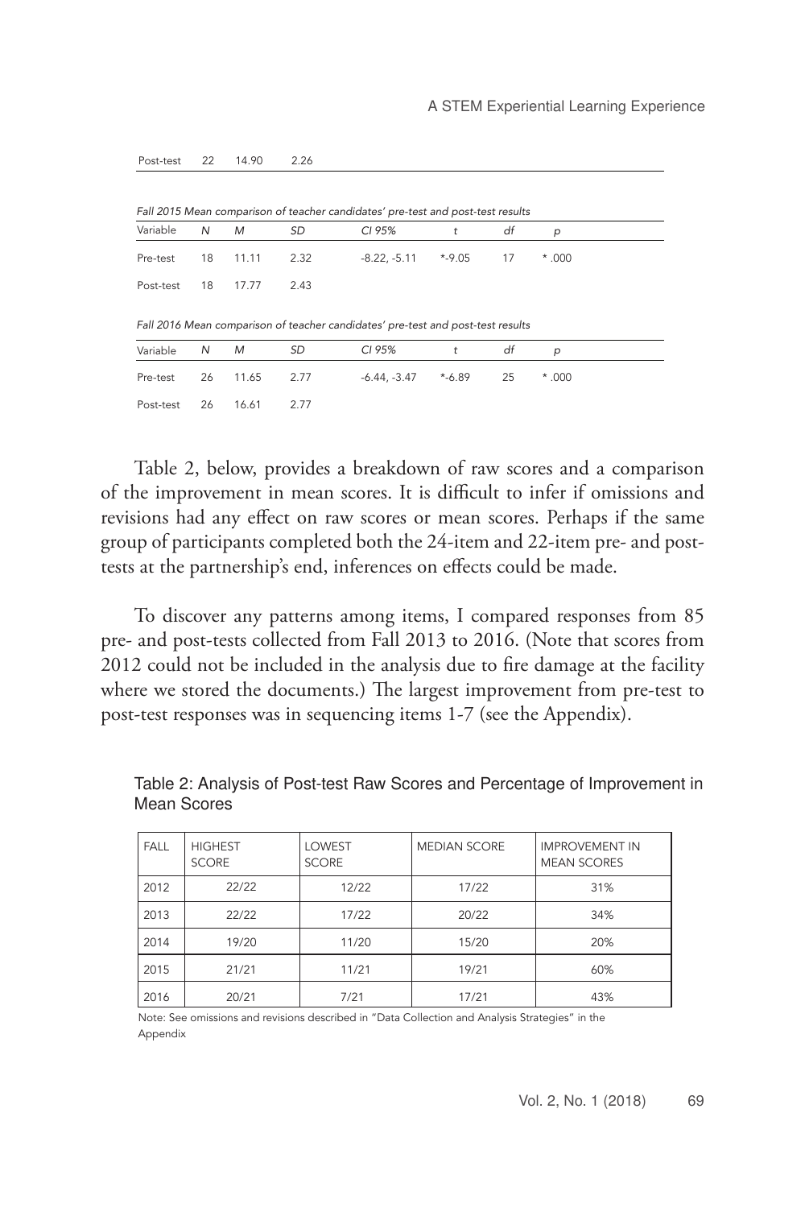| | | | |
|---|---|---|---|
| Post-test | 22 | 14.90 | 2.26 |

*Fall 2015 Mean comparison of teacher candidates' pre-test and post-test results*

| Variable | *N* | *M* | *SD* | *CI 95%* | *t* | *df* | *p* |
|---|---|---|---|---|---|---|---|
| Pre-test | 18 | 11.11 | 2.32 | -8.22, -5.11 | *-9.05 | 17 | * .000 |
| Post-test | 18 | 17.77 | 2.43 | | | | |

*Fall 2016 Mean comparison of teacher candidates' pre-test and post-test results*

| Variable | *N* | *M* | *SD* | *CI 95%* | *t* | *df* | *p* |
|---|---|---|---|---|---|---|---|
| Pre-test | 26 | 11.65 | 2.77 | -6.44, -3.47 | *-6.89 | 25 | * .000 |
| Post-test | 26 | 16.61 | 2.77 | | | | |

Table 2, below, provides a breakdown of raw scores and a comparison of the improvement in mean scores. It is difficult to infer if omissions and revisions had any effect on raw scores or mean scores. Perhaps if the same group of participants completed both the 24-item and 22-item pre- and post-tests at the partnership's end, inferences on effects could be made.

To discover any patterns among items, I compared responses from 85 pre- and post-tests collected from Fall 2013 to 2016. (Note that scores from 2012 could not be included in the analysis due to fire damage at the facility where we stored the documents.) The largest improvement from pre-test to post-test responses was in sequencing items 1-7 (see the Appendix).

Table 2: Analysis of Post-test Raw Scores and Percentage of Improvement in Mean Scores

| FALL | HIGHEST SCORE | LOWEST SCORE | MEDIAN SCORE | IMPROVEMENT IN MEAN SCORES |
|---|---|---|---|---|
| 2012 | 22/22 | 12/22 | 17/22 | 31% |
| 2013 | 22/22 | 17/22 | 20/22 | 34% |
| 2014 | 19/20 | 11/20 | 15/20 | 20% |
| 2015 | 21/21 | 11/21 | 19/21 | 60% |
| 2016 | 20/21 | 7/21 | 17/21 | 43% |

Note: See omissions and revisions described in "Data Collection and Analysis Strategies" in the Appendix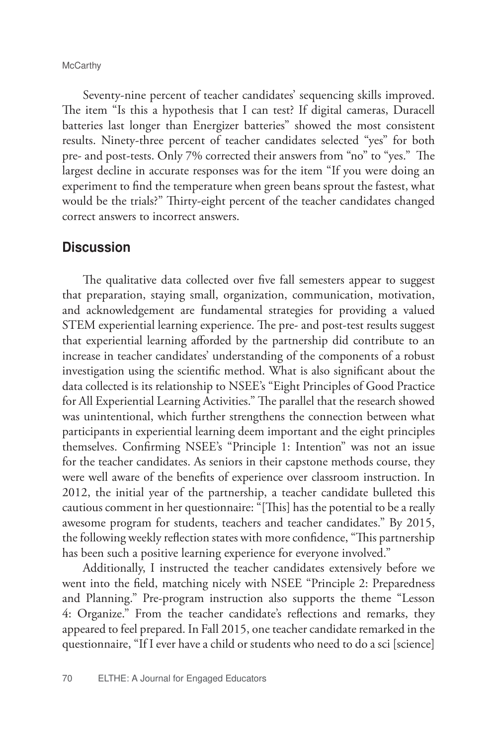Seventy-nine percent of teacher candidates' sequencing skills improved. The item "Is this a hypothesis that I can test? If digital cameras, Duracell batteries last longer than Energizer batteries" showed the most consistent results. Ninety-three percent of teacher candidates selected "yes" for both pre- and post-tests. Only 7% corrected their answers from "no" to "yes." The largest decline in accurate responses was for the item "If you were doing an experiment to find the temperature when green beans sprout the fastest, what would be the trials?" Thirty-eight percent of the teacher candidates changed correct answers to incorrect answers.

## Discussion

The qualitative data collected over five fall semesters appear to suggest that preparation, staying small, organization, communication, motivation, and acknowledgement are fundamental strategies for providing a valued STEM experiential learning experience. The pre- and post-test results suggest that experiential learning afforded by the partnership did contribute to an increase in teacher candidates' understanding of the components of a robust investigation using the scientific method. What is also significant about the data collected is its relationship to NSEE's "Eight Principles of Good Practice for All Experiential Learning Activities." The parallel that the research showed was unintentional, which further strengthens the connection between what participants in experiential learning deem important and the eight principles themselves. Confirming NSEE's "Principle 1: Intention" was not an issue for the teacher candidates. As seniors in their capstone methods course, they were well aware of the benefits of experience over classroom instruction. In 2012, the initial year of the partnership, a teacher candidate bulleted this cautious comment in her questionnaire: "[This] has the potential to be a really awesome program for students, teachers and teacher candidates." By 2015, the following weekly reflection states with more confidence, "This partnership has been such a positive learning experience for everyone involved."

Additionally, I instructed the teacher candidates extensively before we went into the field, matching nicely with NSEE "Principle 2: Preparedness and Planning." Pre-program instruction also supports the theme "Lesson 4: Organize." From the teacher candidate's reflections and remarks, they appeared to feel prepared. In Fall 2015, one teacher candidate remarked in the questionnaire, "If I ever have a child or students who need to do a sci [science]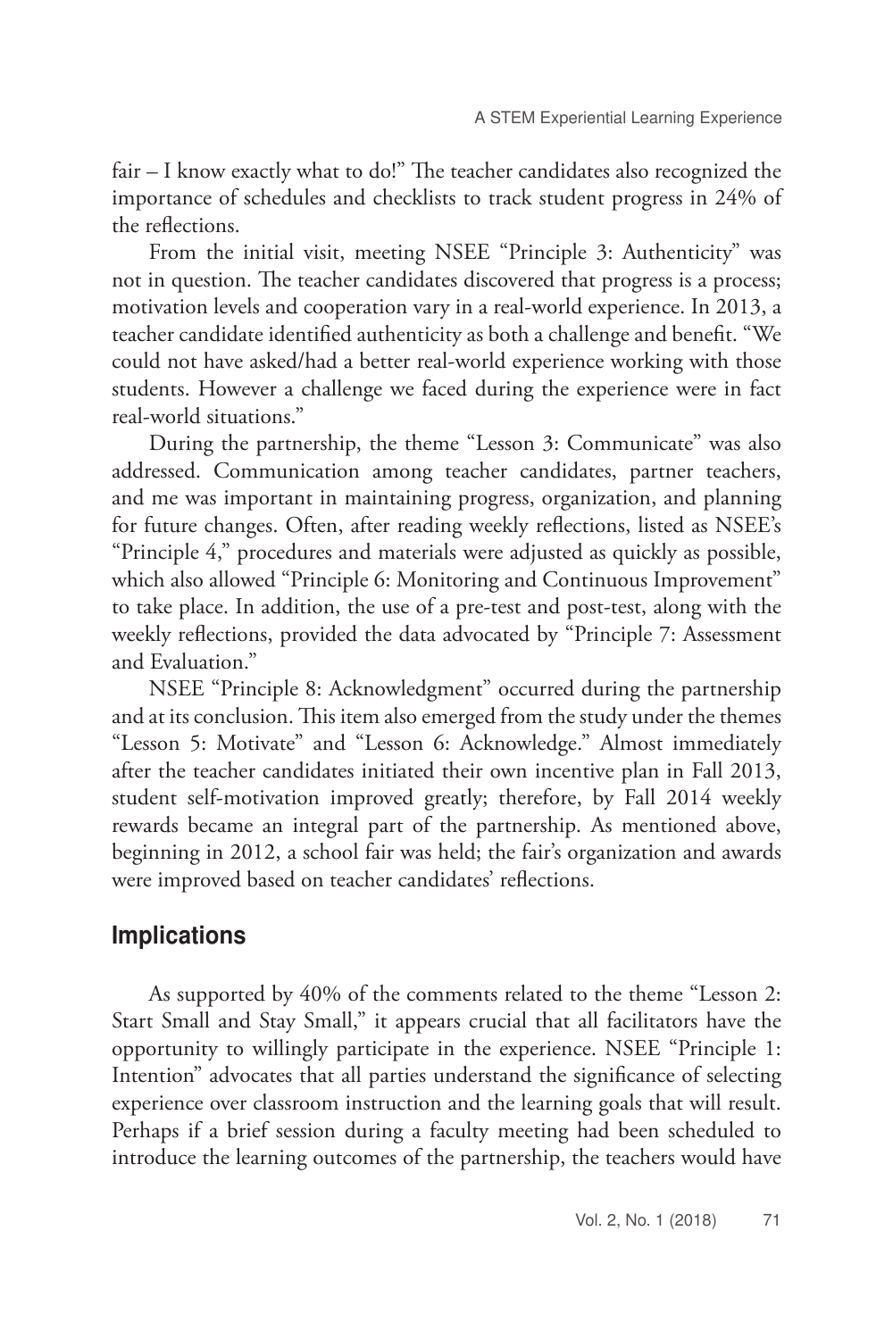fair – I know exactly what to do!" The teacher candidates also recognized the importance of schedules and checklists to track student progress in 24% of the reflections.

From the initial visit, meeting NSEE "Principle 3: Authenticity" was not in question. The teacher candidates discovered that progress is a process; motivation levels and cooperation vary in a real-world experience. In 2013, a teacher candidate identified authenticity as both a challenge and benefit. "We could not have asked/had a better real-world experience working with those students. However a challenge we faced during the experience were in fact real-world situations."

During the partnership, the theme "Lesson 3: Communicate" was also addressed. Communication among teacher candidates, partner teachers, and me was important in maintaining progress, organization, and planning for future changes. Often, after reading weekly reflections, listed as NSEE's "Principle 4," procedures and materials were adjusted as quickly as possible, which also allowed "Principle 6: Monitoring and Continuous Improvement" to take place. In addition, the use of a pre-test and post-test, along with the weekly reflections, provided the data advocated by "Principle 7: Assessment and Evaluation."

NSEE "Principle 8: Acknowledgment" occurred during the partnership and at its conclusion. This item also emerged from the study under the themes "Lesson 5: Motivate" and "Lesson 6: Acknowledge." Almost immediately after the teacher candidates initiated their own incentive plan in Fall 2013, student self-motivation improved greatly; therefore, by Fall 2014 weekly rewards became an integral part of the partnership. As mentioned above, beginning in 2012, a school fair was held; the fair's organization and awards were improved based on teacher candidates' reflections.

## Implications

As supported by 40% of the comments related to the theme "Lesson 2: Start Small and Stay Small," it appears crucial that all facilitators have the opportunity to willingly participate in the experience. NSEE "Principle 1: Intention" advocates that all parties understand the significance of selecting experience over classroom instruction and the learning goals that will result. Perhaps if a brief session during a faculty meeting had been scheduled to introduce the learning outcomes of the partnership, the teachers would have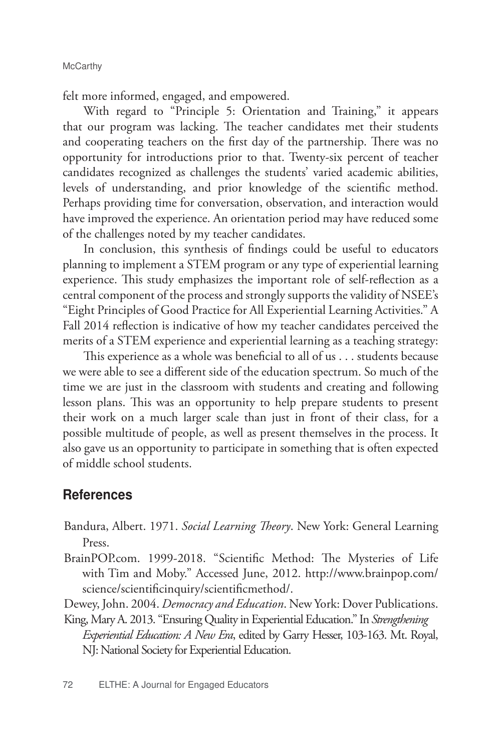felt more informed, engaged, and empowered.

With regard to "Principle 5: Orientation and Training," it appears that our program was lacking. The teacher candidates met their students and cooperating teachers on the first day of the partnership. There was no opportunity for introductions prior to that. Twenty-six percent of teacher candidates recognized as challenges the students' varied academic abilities, levels of understanding, and prior knowledge of the scientific method. Perhaps providing time for conversation, observation, and interaction would have improved the experience. An orientation period may have reduced some of the challenges noted by my teacher candidates.

In conclusion, this synthesis of findings could be useful to educators planning to implement a STEM program or any type of experiential learning experience. This study emphasizes the important role of self-reflection as a central component of the process and strongly supports the validity of NSEE's "Eight Principles of Good Practice for All Experiential Learning Activities." A Fall 2014 reflection is indicative of how my teacher candidates perceived the merits of a STEM experience and experiential learning as a teaching strategy:

This experience as a whole was beneficial to all of us . . . students because we were able to see a different side of the education spectrum. So much of the time we are just in the classroom with students and creating and following lesson plans. This was an opportunity to help prepare students to present their work on a much larger scale than just in front of their class, for a possible multitude of people, as well as present themselves in the process. It also gave us an opportunity to participate in something that is often expected of middle school students.

## References

Bandura, Albert. 1971. *Social Learning Theory*. New York: General Learning Press.

BrainPOP.com. 1999-2018. "Scientific Method: The Mysteries of Life with Tim and Moby." Accessed June, 2012. http://www.brainpop.com/science/scientificinquiry/scientificmethod/.

Dewey, John. 2004. *Democracy and Education*. New York: Dover Publications.

King, Mary A. 2013. "Ensuring Quality in Experiential Education." In *Strengthening Experiential Education: A New Era*, edited by Garry Hesser, 103-163. Mt. Royal, NJ: National Society for Experiential Education.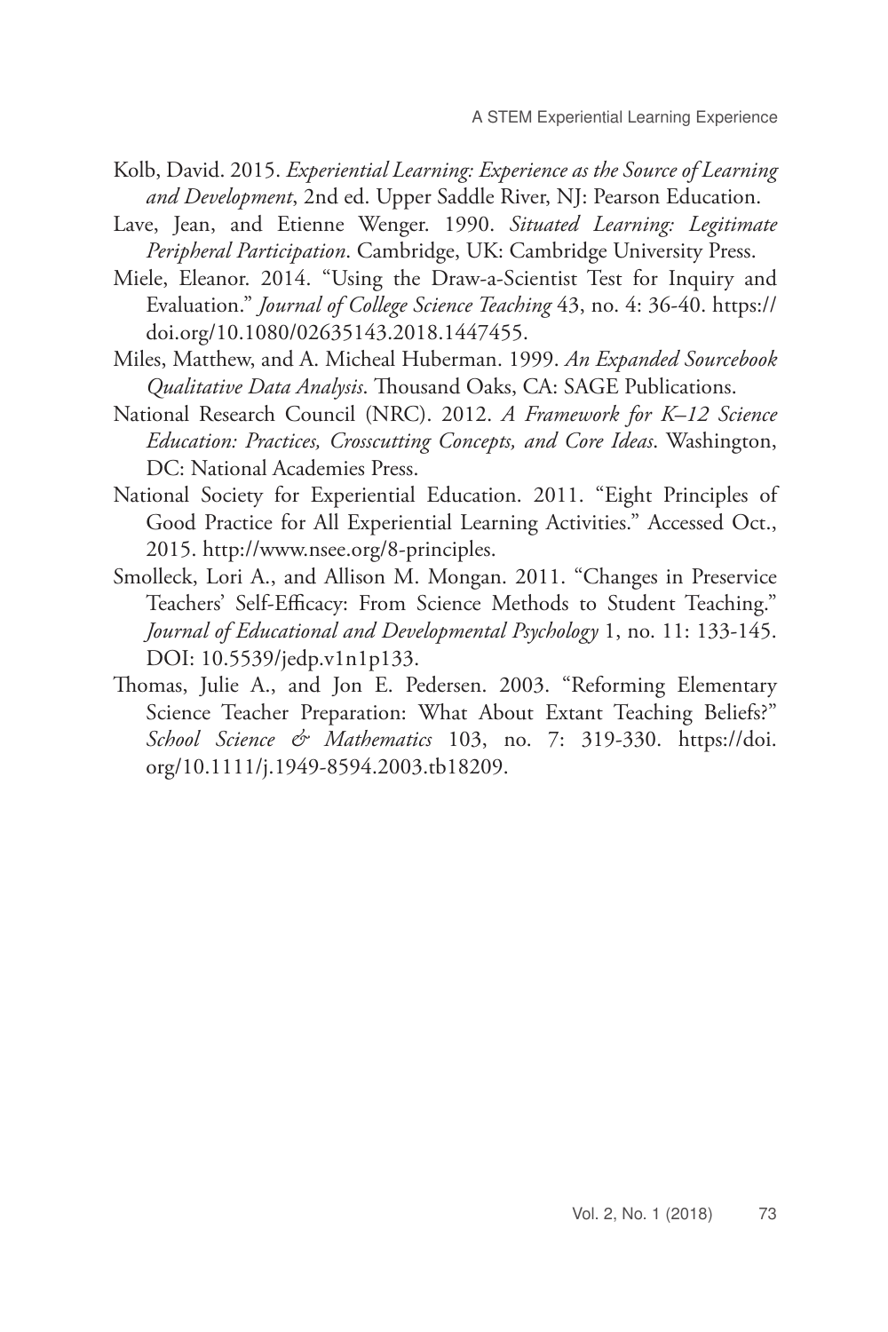Kolb, David. 2015. *Experiential Learning: Experience as the Source of Learning and Development*, 2nd ed. Upper Saddle River, NJ: Pearson Education.

Lave, Jean, and Etienne Wenger. 1990. *Situated Learning: Legitimate Peripheral Participation*. Cambridge, UK: Cambridge University Press.

Miele, Eleanor. 2014. "Using the Draw-a-Scientist Test for Inquiry and Evaluation." *Journal of College Science Teaching* 43, no. 4: 36-40. https://doi.org/10.1080/02635143.2018.1447455.

Miles, Matthew, and A. Micheal Huberman. 1999. *An Expanded Sourcebook Qualitative Data Analysis*. Thousand Oaks, CA: SAGE Publications.

National Research Council (NRC). 2012. *A Framework for K–12 Science Education: Practices, Crosscutting Concepts, and Core Ideas*. Washington, DC: National Academies Press.

National Society for Experiential Education. 2011. "Eight Principles of Good Practice for All Experiential Learning Activities." Accessed Oct., 2015. http://www.nsee.org/8-principles.

Smolleck, Lori A., and Allison M. Mongan. 2011. "Changes in Preservice Teachers' Self-Efficacy: From Science Methods to Student Teaching." *Journal of Educational and Developmental Psychology* 1, no. 11: 133-145. DOI: 10.5539/jedp.v1n1p133.

Thomas, Julie A., and Jon E. Pedersen. 2003. "Reforming Elementary Science Teacher Preparation: What About Extant Teaching Beliefs?" *School Science & Mathematics* 103, no. 7: 319-330. https://doi.org/10.1111/j.1949-8594.2003.tb18209.